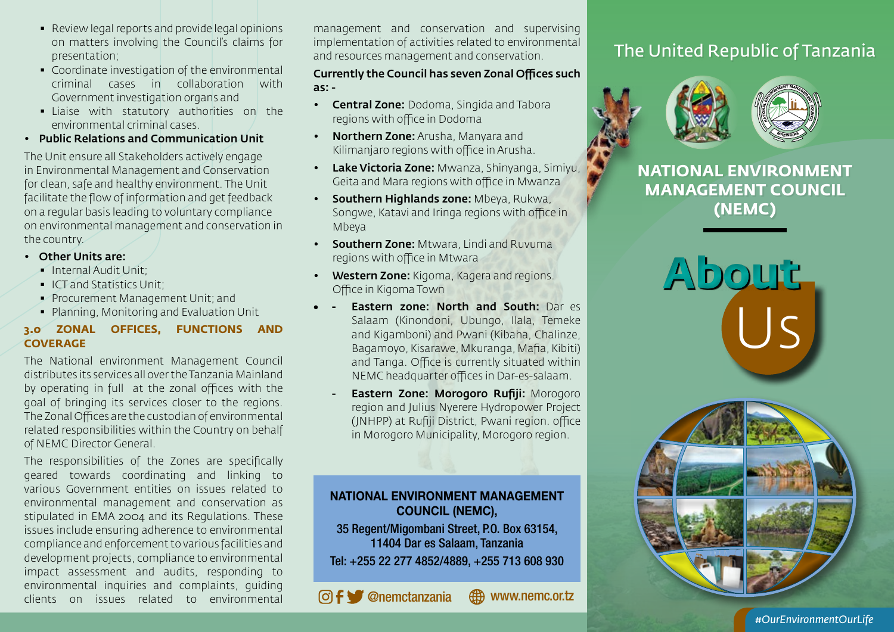- Review legal reports and provide legal opinions on matters involving the Council's claims for presentation;
- Coordinate investigation of the environmental criminal cases in collaboration with Government investigation organs and
- Liaise with statutory authorities on the environmental criminal cases.

- **Public Relations and Communication Unit**

The Unit ensure all Stakeholders actively engage in Environmental Management and Conservation for clean, safe and healthy environment. The Unit facilitate the flow of information and get feedback on a regular basis leading to voluntary compliance on environmental management and conservation in the country.

- **Other Units are:**
  - Internal Audit Unit;
  - ICT and Statistics Unit;
  - Procurement Management Unit; and
  - Planning, Monitoring and Evaluation Unit

## 3.0 ZONAL OFFICES, FUNCTIONS AND COVERAGE

The National environment Management Council distributes its services all over the Tanzania Mainland by operating in full at the zonal offices with the goal of bringing its services closer to the regions. The Zonal Offices are the custodian of environmental related responsibilities within the Country on behalf of NEMC Director General.

The responsibilities of the Zones are specifically geared towards coordinating and linking to various Government entities on issues related to environmental management and conservation as stipulated in EMA 2004 and its Regulations. These issues include ensuring adherence to environmental compliance and enforcement to various facilities and development projects, compliance to environmental impact assessment and audits, responding to environmental inquiries and complaints, guiding clients on issues related to environmental management and conservation and supervising implementation of activities related to environmental and resources management and conservation.

**Currently the Council has seven Zonal Offices such as: -**

- **Central Zone:** Dodoma, Singida and Tabora regions with office in Dodoma
- **Northern Zone:** Arusha, Manyara and Kilimanjaro regions with office in Arusha.
- **Lake Victoria Zone:** Mwanza, Shinyanga, Simiyu, Geita and Mara regions with office in Mwanza
- **Southern Highlands zone:** Mbeya, Rukwa, Songwe, Katavi and Iringa regions with office in Mbeya
- **Southern Zone:** Mtwara, Lindi and Ruvuma regions with office in Mtwara
- **Western Zone:** Kigoma, Kagera and regions. Office in Kigoma Town
- - **Eastern zone: North and South:** Dar es Salaam (Kinondoni, Ubungo, Ilala, Temeke and Kigamboni) and Pwani (Kibaha, Chalinze, Bagamoyo, Kisarawe, Mkuranga, Mafia, Kibiti) and Tanga. Office is currently situated within NEMC headquarter offices in Dar-es-salaam.
  - **Eastern Zone: Morogoro Rufiji:** Morogoro region and Julius Nyerere Hydropower Project (JNHPP) at Rufiji District, Pwani region. office in Morogoro Municipality, Morogoro region.

**NATIONAL ENVIRONMENT MANAGEMENT COUNCIL (NEMC),**

**35 Regent/Migombani Street, P.O. Box 63154, 11404 Dar es Salaam, Tanzania**

**Tel: +255 22 277 4852/4889, +255 713 608 930**

**@nemctanzania** **www.nemc.or.tz**

The United Republic of Tanzania

# NATIONAL ENVIRONMENT MANAGEMENT COUNCIL (NEMC)

# About Us

#OurEnvironmentOurLife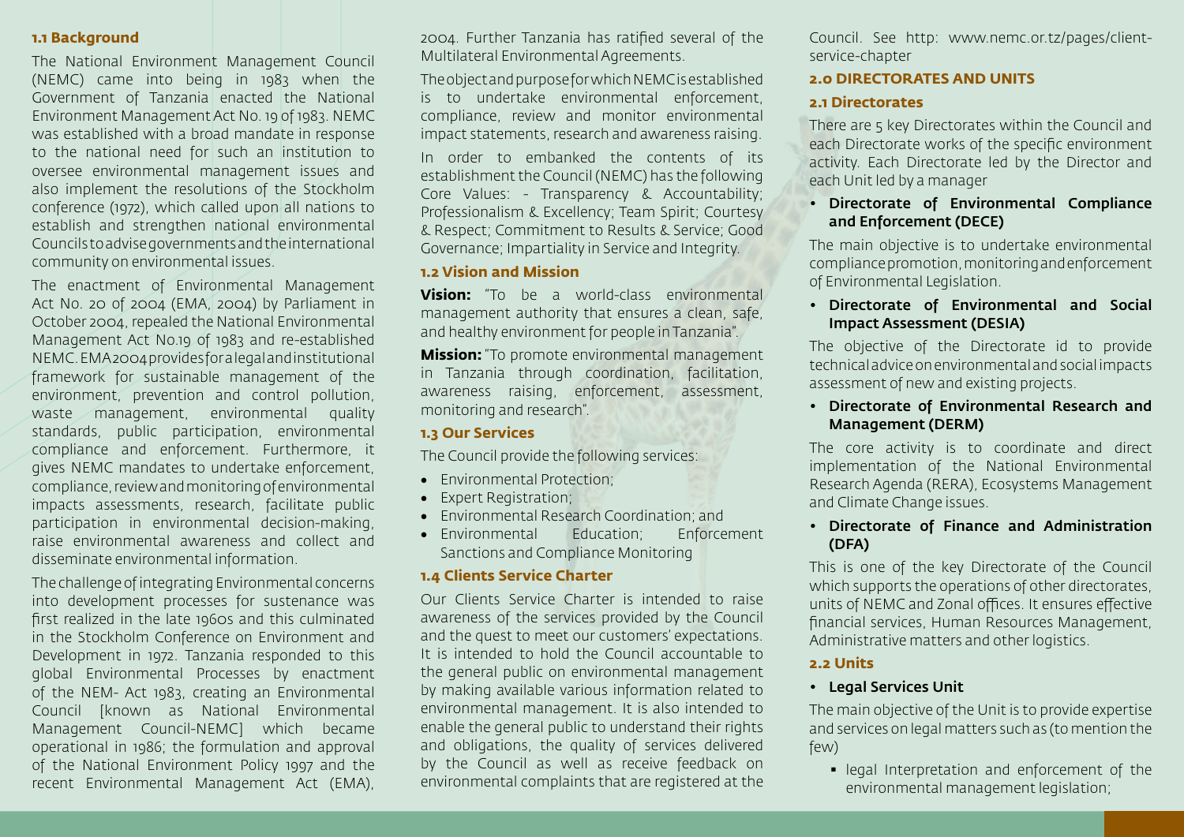### 1.1 Background

The National Environment Management Council (NEMC) came into being in 1983 when the Government of Tanzania enacted the National Environment Management Act No. 19 of 1983. NEMC was established with a broad mandate in response to the national need for such an institution to oversee environmental management issues and also implement the resolutions of the Stockholm conference (1972), which called upon all nations to establish and strengthen national environmental Councils to advise governments and the international community on environmental issues.

The enactment of Environmental Management Act No. 20 of 2004 (EMA, 2004) by Parliament in October 2004, repealed the National Environmental Management Act No.19 of 1983 and re-established NEMC. EMA 2004 provides for a legal and institutional framework for sustainable management of the environment, prevention and control pollution, waste management, environmental quality standards, public participation, environmental compliance and enforcement. Furthermore, it gives NEMC mandates to undertake enforcement, compliance, review and monitoring of environmental impacts assessments, research, facilitate public participation in environmental decision-making, raise environmental awareness and collect and disseminate environmental information.

The challenge of integrating Environmental concerns into development processes for sustenance was first realized in the late 1960s and this culminated in the Stockholm Conference on Environment and Development in 1972. Tanzania responded to this global Environmental Processes by enactment of the NEM- Act 1983, creating an Environmental Council [known as National Environmental Management Council-NEMC] which became operational in 1986; the formulation and approval of the National Environment Policy 1997 and the recent Environmental Management Act (EMA), 2004. Further Tanzania has ratified several of the Multilateral Environmental Agreements.

The object and purpose for which NEMC is established is to undertake environmental enforcement, compliance, review and monitor environmental impact statements, research and awareness raising.

In order to embanked the contents of its establishment the Council (NEMC) has the following Core Values: - Transparency & Accountability; Professionalism & Excellency; Team Spirit; Courtesy & Respect; Commitment to Results & Service; Good Governance; Impartiality in Service and Integrity.

### 1.2 Vision and Mission

**Vision:** "To be a world-class environmental management authority that ensures a clean, safe, and healthy environment for people in Tanzania".

**Mission:** "To promote environmental management in Tanzania through coordination, facilitation, awareness raising, enforcement, assessment, monitoring and research".

### 1.3 Our Services

The Council provide the following services:

- Environmental Protection;
- Expert Registration;
- Environmental Research Coordination; and
- Environmental Education; Enforcement Sanctions and Compliance Monitoring

### 1.4 Clients Service Charter

Our Clients Service Charter is intended to raise awareness of the services provided by the Council and the quest to meet our customers' expectations. It is intended to hold the Council accountable to the general public on environmental management by making available various information related to environmental management. It is also intended to enable the general public to understand their rights and obligations, the quality of services delivered by the Council as well as receive feedback on environmental complaints that are registered at the Council. See http: www.nemc.or.tz/pages/client-service-chapter

## 2.0 DIRECTORATES AND UNITS

### 2.1 Directorates

There are 5 key Directorates within the Council and each Directorate works of the specific environment activity. Each Directorate led by the Director and each Unit led by a manager

- **Directorate of Environmental Compliance and Enforcement (DECE)**

The main objective is to undertake environmental compliance promotion, monitoring and enforcement of Environmental Legislation.

- **Directorate of Environmental and Social Impact Assessment (DESIA)**

The objective of the Directorate id to provide technical advice on environmental and social impacts assessment of new and existing projects.

- **Directorate of Environmental Research and Management (DERM)**

The core activity is to coordinate and direct implementation of the National Environmental Research Agenda (RERA), Ecosystems Management and Climate Change issues.

- **Directorate of Finance and Administration (DFA)**

This is one of the key Directorate of the Council which supports the operations of other directorates, units of NEMC and Zonal offices. It ensures effective financial services, Human Resources Management, Administrative matters and other logistics.

### 2.2 Units

- **Legal Services Unit**

The main objective of the Unit is to provide expertise and services on legal matters such as (to mention the few)

  - legal Interpretation and enforcement of the environmental management legislation;